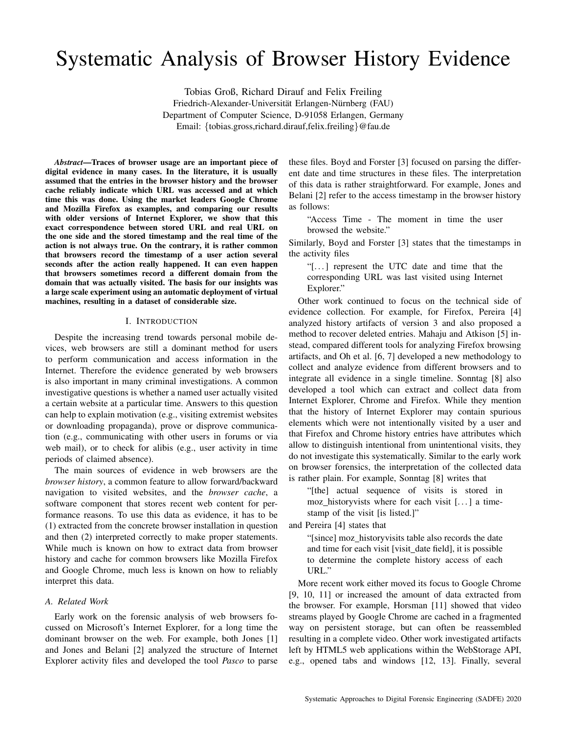# Systematic Analysis of Browser History Evidence

Tobias Groß, Richard Dirauf and Felix Freiling
Friedrich-Alexander-Universität Erlangen-Nürnberg (FAU)
Department of Computer Science, D-91058 Erlangen, Germany
Email: {tobias.gross,richard.dirauf,felix.freiling}@fau.de

***Abstract*—Traces of browser usage are an important piece of digital evidence in many cases. In the literature, it is usually assumed that the entries in the browser history and the browser cache reliably indicate which URL was accessed and at which time this was done. Using the market leaders Google Chrome and Mozilla Firefox as examples, and comparing our results with older versions of Internet Explorer, we show that this exact correspondence between stored URL and real URL on the one side and the stored timestamp and the real time of the action is not always true. On the contrary, it is rather common that browsers record the timestamp of a user action several seconds after the action really happened. It can even happen that browsers sometimes record a different domain from the domain that was actually visited. The basis for our insights was a large scale experiment using an automatic deployment of virtual machines, resulting in a dataset of considerable size.**

## I. Introduction

Despite the increasing trend towards personal mobile devices, web browsers are still a dominant method for users to perform communication and access information in the Internet. Therefore the evidence generated by web browsers is also important in many criminal investigations. A common investigative questions is whether a named user actually visited a certain website at a particular time. Answers to this question can help to explain motivation (e.g., visiting extremist websites or downloading propaganda), prove or disprove communication (e.g., communicating with other users in forums or via web mail), or to check for alibis (e.g., user activity in time periods of claimed absence).

The main sources of evidence in web browsers are the *browser history*, a common feature to allow forward/backward navigation to visited websites, and the *browser cache*, a software component that stores recent web content for performance reasons. To use this data as evidence, it has to be (1) extracted from the concrete browser installation in question and then (2) interpreted correctly to make proper statements. While much is known on how to extract data from browser history and cache for common browsers like Mozilla Firefox and Google Chrome, much less is known on how to reliably interpret this data.

### A. Related Work

Early work on the forensic analysis of web browsers focussed on Microsoft's Internet Explorer, for a long time the dominant browser on the web. For example, both Jones [1] and Jones and Belani [2] analyzed the structure of Internet Explorer activity files and developed the tool *Pasco* to parse these files. Boyd and Forster [3] focused on parsing the different date and time structures in these files. The interpretation of this data is rather straightforward. For example, Jones and Belani [2] refer to the access timestamp in the browser history as follows:

> "Access Time - The moment in time the user browsed the website."

Similarly, Boyd and Forster [3] states that the timestamps in the activity files

> "[...] represent the UTC date and time that the corresponding URL was last visited using Internet Explorer."

Other work continued to focus on the technical side of evidence collection. For example, for Firefox, Pereira [4] analyzed history artifacts of version 3 and also proposed a method to recover deleted entries. Mahaju and Atkison [5] instead, compared different tools for analyzing Firefox browsing artifacts, and Oh et al. [6, 7] developed a new methodology to collect and analyze evidence from different browsers and to integrate all evidence in a single timeline. Sonntag [8] also developed a tool which can extract and collect data from Internet Explorer, Chrome and Firefox. While they mention that the history of Internet Explorer may contain spurious elements which were not intentionally visited by a user and that Firefox and Chrome history entries have attributes which allow to distinguish intentional from unintentional visits, they do not investigate this systematically. Similar to the early work on browser forensics, the interpretation of the collected data is rather plain. For example, Sonntag [8] writes that

> "[the] actual sequence of visits is stored in moz_historyvists where for each visit [...] a timestamp of the visit [is listed.]"

and Pereira [4] states that

> "[since] moz_historyvisits table also records the date and time for each visit [visit_date field], it is possible to determine the complete history access of each URL."

More recent work either moved its focus to Google Chrome [9, 10, 11] or increased the amount of data extracted from the browser. For example, Horsman [11] showed that video streams played by Google Chrome are cached in a fragmented way on persistent storage, but can often be reassembled resulting in a complete video. Other work investigated artifacts left by HTML5 web applications within the WebStorage API, e.g., opened tabs and windows [12, 13]. Finally, several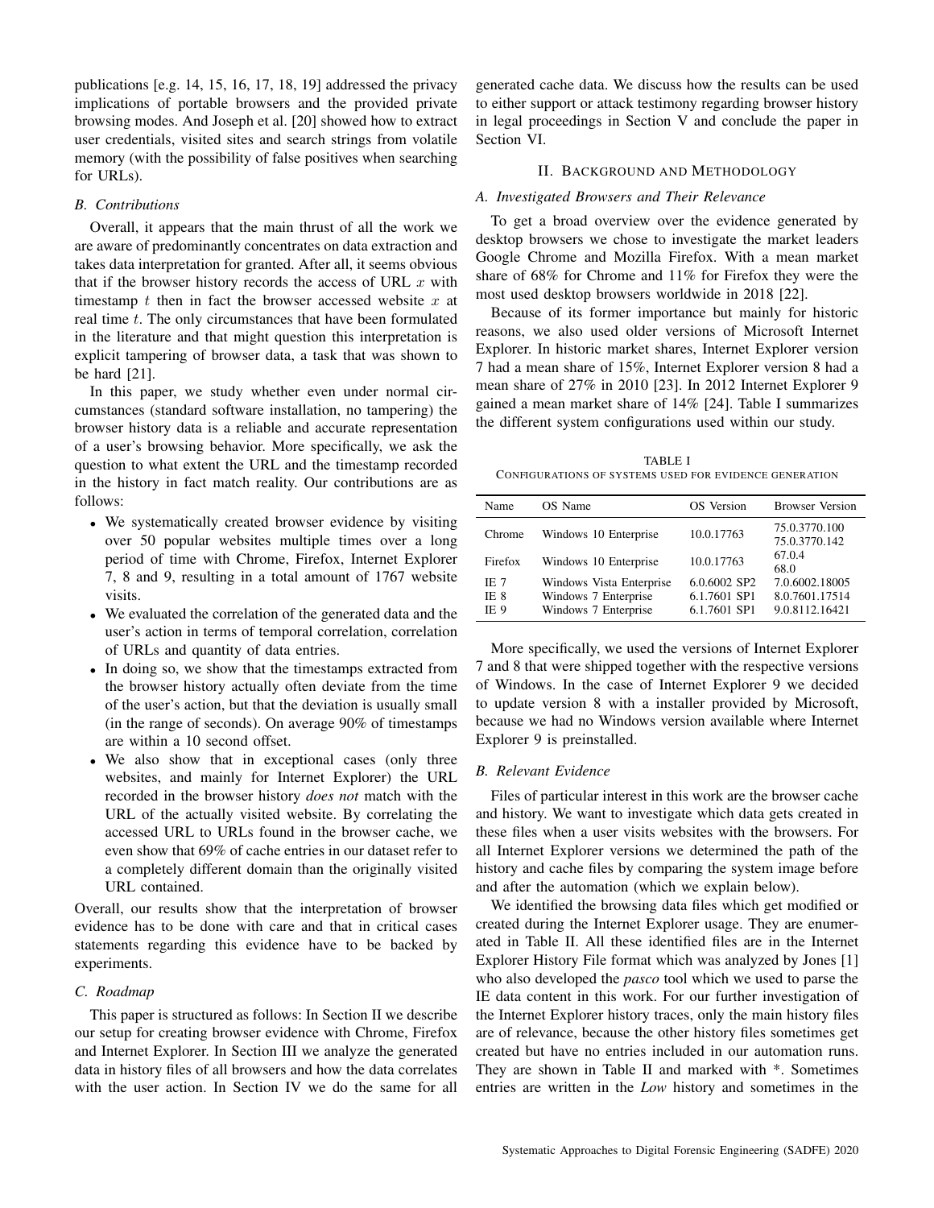publications [e.g. 14, 15, 16, 17, 18, 19] addressed the privacy implications of portable browsers and the provided private browsing modes. And Joseph et al. [20] showed how to extract user credentials, visited sites and search strings from volatile memory (with the possibility of false positives when searching for URLs).

### B. Contributions

Overall, it appears that the main thrust of all the work we are aware of predominantly concentrates on data extraction and takes data interpretation for granted. After all, it seems obvious that if the browser history records the access of URL $x$ with timestamp $t$ then in fact the browser accessed website $x$ at real time $t$. The only circumstances that have been formulated in the literature and that might question this interpretation is explicit tampering of browser data, a task that was shown to be hard [21].

In this paper, we study whether even under normal circumstances (standard software installation, no tampering) the browser history data is a reliable and accurate representation of a user's browsing behavior. More specifically, we ask the question to what extent the URL and the timestamp recorded in the history in fact match reality. Our contributions are as follows:

- We systematically created browser evidence by visiting over 50 popular websites multiple times over a long period of time with Chrome, Firefox, Internet Explorer 7, 8 and 9, resulting in a total amount of 1767 website visits.
- We evaluated the correlation of the generated data and the user's action in terms of temporal correlation, correlation of URLs and quantity of data entries.
- In doing so, we show that the timestamps extracted from the browser history actually often deviate from the time of the user's action, but that the deviation is usually small (in the range of seconds). On average 90% of timestamps are within a 10 second offset.
- We also show that in exceptional cases (only three websites, and mainly for Internet Explorer) the URL recorded in the browser history *does not* match with the URL of the actually visited website. By correlating the accessed URL to URLs found in the browser cache, we even show that 69% of cache entries in our dataset refer to a completely different domain than the originally visited URL contained.

Overall, our results show that the interpretation of browser evidence has to be done with care and that in critical cases statements regarding this evidence have to be backed by experiments.

### C. Roadmap

This paper is structured as follows: In Section II we describe our setup for creating browser evidence with Chrome, Firefox and Internet Explorer. In Section III we analyze the generated data in history files of all browsers and how the data correlates with the user action. In Section IV we do the same for all generated cache data. We discuss how the results can be used to either support or attack testimony regarding browser history in legal proceedings in Section V and conclude the paper in Section VI.

## II. Background and Methodology

### A. Investigated Browsers and Their Relevance

To get a broad overview over the evidence generated by desktop browsers we chose to investigate the market leaders Google Chrome and Mozilla Firefox. With a mean market share of 68% for Chrome and 11% for Firefox they were the most used desktop browsers worldwide in 2018 [22].

Because of its former importance but mainly for historic reasons, we also used older versions of Microsoft Internet Explorer. In historic market shares, Internet Explorer version 7 had a mean share of 15%, Internet Explorer version 8 had a mean share of 27% in 2010 [23]. In 2012 Internet Explorer 9 gained a mean market share of 14% [24]. Table I summarizes the different system configurations used within our study.

TABLE I
Configurations of systems used for evidence generation

| Name | OS Name | OS Version | Browser Version |
|---|---|---|---|
| Chrome | Windows 10 Enterprise | 10.0.17763 | 75.0.3770.100<br>75.0.3770.142 |
| Firefox | Windows 10 Enterprise | 10.0.17763 | 67.0.4<br>68.0 |
| IE 7 | Windows Vista Enterprise | 6.0.6002 SP2 | 7.0.6002.18005 |
| IE 8 | Windows 7 Enterprise | 6.1.7601 SP1 | 8.0.7601.17514 |
| IE 9 | Windows 7 Enterprise | 6.1.7601 SP1 | 9.0.8112.16421 |

More specifically, we used the versions of Internet Explorer 7 and 8 that were shipped together with the respective versions of Windows. In the case of Internet Explorer 9 we decided to update version 8 with a installer provided by Microsoft, because we had no Windows version available where Internet Explorer 9 is preinstalled.

### B. Relevant Evidence

Files of particular interest in this work are the browser cache and history. We want to investigate which data gets created in these files when a user visits websites with the browsers. For all Internet Explorer versions we determined the path of the history and cache files by comparing the system image before and after the automation (which we explain below).

We identified the browsing data files which get modified or created during the Internet Explorer usage. They are enumerated in Table II. All these identified files are in the Internet Explorer History File format which was analyzed by Jones [1] who also developed the *pasco* tool which we used to parse the IE data content in this work. For our further investigation of the Internet Explorer history traces, only the main history files are of relevance, because the other history files sometimes get created but have no entries included in our automation runs. They are shown in Table II and marked with *. Sometimes entries are written in the *Low* history and sometimes in the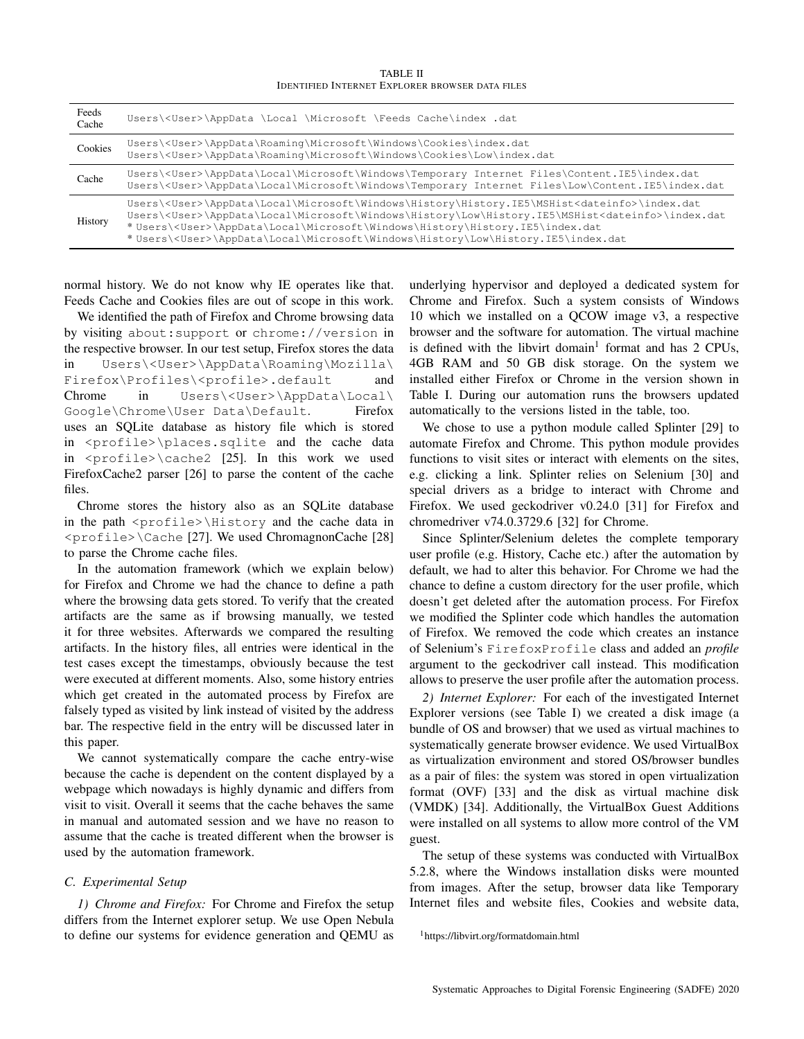TABLE II
IDENTIFIED INTERNET EXPLORER BROWSER DATA FILES

| | |
|---|---|
| Feeds Cache | Users\<User>\AppData \Local \Microsoft \Feeds Cache\index .dat |
| Cookies | Users\<User>\AppData\Roaming\Microsoft\Windows\Cookies\index.dat<br>Users\<User>\AppData\Roaming\Microsoft\Windows\Cookies\Low\index.dat |
| Cache | Users\<User>\AppData\Local\Microsoft\Windows\Temporary Internet Files\Content.IE5\index.dat<br>Users\<User>\AppData\Local\Microsoft\Windows\Temporary Internet Files\Low\Content.IE5\index.dat |
| History | Users\<User>\AppData\Local\Microsoft\Windows\History\History.IE5\MSHist<dateinfo>\index.dat<br>Users\<User>\AppData\Local\Microsoft\Windows\History\Low\History.IE5\MSHist<dateinfo>\index.dat<br>* Users\<User>\AppData\Local\Microsoft\Windows\History\History.IE5\index.dat<br>* Users\<User>\AppData\Local\Microsoft\Windows\History\Low\History.IE5\index.dat |

normal history. We do not know why IE operates like that. Feeds Cache and Cookies files are out of scope in this work.

We identified the path of Firefox and Chrome browsing data by visiting `about:support` or `chrome://version` in the respective browser. In our test setup, Firefox stores the data in `Users\<User>\AppData\Roaming\Mozilla\Firefox\Profiles\<profile>.default` and Chrome in `Users\<User>\AppData\Local\Google\Chrome\User Data\Default`. Firefox uses an SQLite database as history file which is stored in `<profile>\places.sqlite` and the cache data in `<profile>\cache2` [25]. In this work we used FirefoxCache2 parser [26] to parse the content of the cache files.

Chrome stores the history also as an SQLite database in the path `<profile>\History` and the cache data in `<profile>\Cache` [27]. We used ChromagnonCache [28] to parse the Chrome cache files.

In the automation framework (which we explain below) for Firefox and Chrome we had the chance to define a path where the browsing data gets stored. To verify that the created artifacts are the same as if browsing manually, we tested it for three websites. Afterwards we compared the resulting artifacts. In the history files, all entries were identical in the test cases except the timestamps, obviously because the test were executed at different moments. Also, some history entries which get created in the automated process by Firefox are falsely typed as visited by link instead of visited by the address bar. The respective field in the entry will be discussed later in this paper.

We cannot systematically compare the cache entry-wise because the cache is dependent on the content displayed by a webpage which nowadays is highly dynamic and differs from visit to visit. Overall it seems that the cache behaves the same in manual and automated session and we have no reason to assume that the cache is treated different when the browser is used by the automation framework.

### C. Experimental Setup

*1) Chrome and Firefox:* For Chrome and Firefox the setup differs from the Internet explorer setup. We use Open Nebula to define our systems for evidence generation and QEMU as underlying hypervisor and deployed a dedicated system for Chrome and Firefox. Such a system consists of Windows 10 which we installed on a QCOW image v3, a respective browser and the software for automation. The virtual machine is defined with the libvirt domain[1] format and has 2 CPUs, 4GB RAM and 50 GB disk storage. On the system we installed either Firefox or Chrome in the version shown in Table I. During our automation runs the browsers updated automatically to the versions listed in the table, too.

We chose to use a python module called Splinter [29] to automate Firefox and Chrome. This python module provides functions to visit sites or interact with elements on the sites, e.g. clicking a link. Splinter relies on Selenium [30] and special drivers as a bridge to interact with Chrome and Firefox. We used geckodriver v0.24.0 [31] for Firefox and chromedriver v74.0.3729.6 [32] for Chrome.

Since Splinter/Selenium deletes the complete temporary user profile (e.g. History, Cache etc.) after the automation by default, we had to alter this behavior. For Chrome we had the chance to define a custom directory for the user profile, which doesn't get deleted after the automation process. For Firefox we modified the Splinter code which handles the automation of Firefox. We removed the code which creates an instance of Selenium's `FirefoxProfile` class and added an *profile* argument to the geckodriver call instead. This modification allows to preserve the user profile after the automation process.

*2) Internet Explorer:* For each of the investigated Internet Explorer versions (see Table I) we created a disk image (a bundle of OS and browser) that we used as virtual machines to systematically generate browser evidence. We used VirtualBox as virtualization environment and stored OS/browser bundles as a pair of files: the system was stored in open virtualization format (OVF) [33] and the disk as virtual machine disk (VMDK) [34]. Additionally, the VirtualBox Guest Additions were installed on all systems to allow more control of the VM guest.

The setup of these systems was conducted with VirtualBox 5.2.8, where the Windows installation disks were mounted from images. After the setup, browser data like Temporary Internet files and website files, Cookies and website data,

[1] https://libvirt.org/formatdomain.html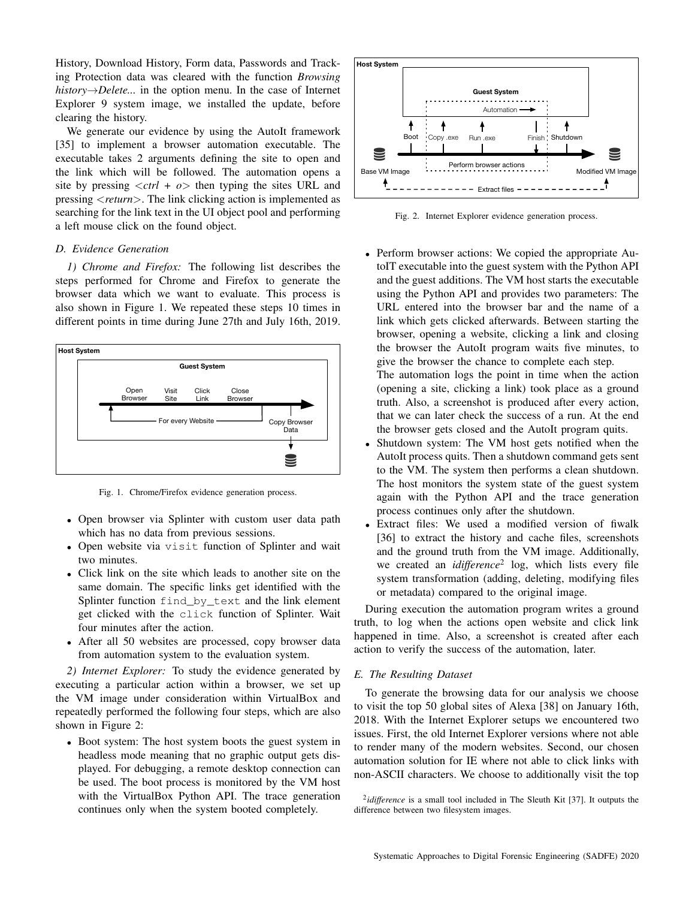History, Download History, Form data, Passwords and Tracking Protection data was cleared with the function *Browsing history→Delete...* in the option menu. In the case of Internet Explorer 9 system image, we installed the update, before clearing the history.

We generate our evidence by using the AutoIt framework [35] to implement a browser automation executable. The executable takes 2 arguments defining the site to open and the link which will be followed. The automation opens a site by pressing <*ctrl* + *o*> then typing the sites URL and pressing <*return*>. The link clicking action is implemented as searching for the link text in the UI object pool and performing a left mouse click on the found object.

### *D. Evidence Generation*

*1) Chrome and Firefox:* The following list describes the steps performed for Chrome and Firefox to generate the browser data which we want to evaluate. This process is also shown in Figure 1. We repeated these steps 10 times in different points in time during June 27th and July 16th, 2019.

Fig. 1. Chrome/Firefox evidence generation process.

- Open browser via Splinter with custom user data path which has no data from previous sessions.
- Open website via `visit` function of Splinter and wait two minutes.
- Click link on the site which leads to another site on the same domain. The specific links get identified with the Splinter function `find_by_text` and the link element get clicked with the `click` function of Splinter. Wait four minutes after the action.
- After all 50 websites are processed, copy browser data from automation system to the evaluation system.

*2) Internet Explorer:* To study the evidence generated by executing a particular action within a browser, we set up the VM image under consideration within VirtualBox and repeatedly performed the following four steps, which are also shown in Figure 2:

- Boot system: The host system boots the guest system in headless mode meaning that no graphic output gets displayed. For debugging, a remote desktop connection can be used. The boot process is monitored by the VM host with the VirtualBox Python API. The trace generation continues only when the system booted completely.

Fig. 2. Internet Explorer evidence generation process.

- Perform browser actions: We copied the appropriate AutoIT executable into the guest system with the Python API and the guest additions. The VM host starts the executable using the Python API and provides two parameters: The URL entered into the browser bar and the name of a link which gets clicked afterwards. Between starting the browser, opening a website, clicking a link and closing the browser the AutoIt program waits five minutes, to give the browser the chance to complete each step.
  The automation logs the point in time when the action (opening a site, clicking a link) took place as a ground truth. Also, a screenshot is produced after every action, that we can later check the success of a run. At the end the browser gets closed and the AutoIt program quits.
- Shutdown system: The VM host gets notified when the AutoIt process quits. Then a shutdown command gets sent to the VM. The system then performs a clean shutdown. The host monitors the system state of the guest system again with the Python API and the trace generation process continues only after the shutdown.
- Extract files: We used a modified version of fiwalk [36] to extract the history and cache files, screenshots and the ground truth from the VM image. Additionally, we created an *idifference*[2] log, which lists every file system transformation (adding, deleting, modifying files or metadata) compared to the original image.

During execution the automation program writes a ground truth, to log when the actions open website and click link happened in time. Also, a screenshot is created after each action to verify the success of the automation, later.

### *E. The Resulting Dataset*

To generate the browsing data for our analysis we choose to visit the top 50 global sites of Alexa [38] on January 16th, 2018. With the Internet Explorer setups we encountered two issues. First, the old Internet Explorer versions where not able to render many of the modern websites. Second, our chosen automation solution for IE where not able to click links with non-ASCII characters. We choose to additionally visit the top

[2] *idifference* is a small tool included in The Sleuth Kit [37]. It outputs the difference between two filesystem images.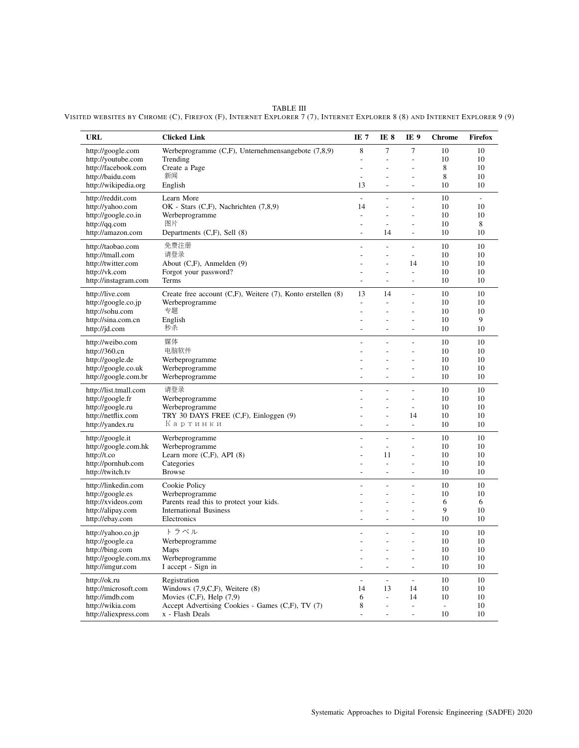TABLE III
VISITED WEBSITES BY CHROME (C), FIREFOX (F), INTERNET EXPLORER 7 (7), INTERNET EXPLORER 8 (8) AND INTERNET EXPLORER 9 (9)

| URL | Clicked Link | IE 7 | IE 8 | IE 9 | Chrome | Firefox |
|---|---|---|---|---|---|---|
| http://google.com | Werbeprogramme (C,F), Unternehmensangebote (7,8,9) | 8 | 7 | 7 | 10 | 10 |
| http://youtube.com | Trending | - | - | - | 10 | 10 |
| http://facebook.com | Create a Page | - | - | - | 8 | 10 |
| http://baidu.com | 新闻 | - | - | - | 8 | 10 |
| http://wikipedia.org | English | 13 | - | - | 10 | 10 |
| http://reddit.com | Learn More | - | - | - | 10 | - |
| http://yahoo.com | OK - Stars (C,F), Nachrichten (7,8,9) | 14 | - | - | 10 | 10 |
| http://google.co.in | Werbeprogramme | - | - | - | 10 | 10 |
| http://qq.com | 图片 | - | - | - | 10 | 8 |
| http://amazon.com | Departments (C,F), Sell (8) | - | 14 | - | 10 | 10 |
| http://taobao.com | 免费注册 | - | - | - | 10 | 10 |
| http://tmall.com | 请登录 | - | - | - | 10 | 10 |
| http://twitter.com | About (C,F), Anmelden (9) | - | - | 14 | 10 | 10 |
| http://vk.com | Forgot your password? | - | - | - | 10 | 10 |
| http://instagram.com | Terms | - | - | - | 10 | 10 |
| http://live.com | Create free account (C,F), Weitere (7), Konto erstellen (8) | 13 | 14 | - | 10 | 10 |
| http://google.co.jp | Werbeprogramme | - | - | - | 10 | 10 |
| http://sohu.com | 专题 | - | - | - | 10 | 10 |
| http://sina.com.cn | English | - | - | - | 10 | 9 |
| http://jd.com | 秒杀 | - | - | - | 10 | 10 |
| http://weibo.com | 媒体 | - | - | - | 10 | 10 |
| http://360.cn | 电脑软件 | - | - | - | 10 | 10 |
| http://google.de | Werbeprogramme | - | - | - | 10 | 10 |
| http://google.co.uk | Werbeprogramme | - | - | - | 10 | 10 |
| http://google.com.br | Werbeprogramme | - | - | - | 10 | 10 |
| http://list.tmall.com | 请登录 | - | - | - | 10 | 10 |
| http://google.fr | Werbeprogramme | - | - | - | 10 | 10 |
| http://google.ru | Werbeprogramme | - | - | - | 10 | 10 |
| http://netflix.com | TRY 30 DAYS FREE (C,F), Einloggen (9) | - | - | 14 | 10 | 10 |
| http://yandex.ru | Картинки | - | - | - | 10 | 10 |
| http://google.it | Werbeprogramme | - | - | - | 10 | 10 |
| http://google.com.hk | Werbeprogramme | - | - | - | 10 | 10 |
| http://t.co | Learn more (C,F), API (8) | - | 11 | - | 10 | 10 |
| http://pornhub.com | Categories | - | - | - | 10 | 10 |
| http://twitch.tv | Browse | - | - | - | 10 | 10 |
| http://linkedin.com | Cookie Policy | - | - | - | 10 | 10 |
| http://google.es | Werbeprogramme | - | - | - | 10 | 10 |
| http://xvideos.com | Parents read this to protect your kids. | - | - | - | 6 | 6 |
| http://alipay.com | International Business | - | - | - | 9 | 10 |
| http://ebay.com | Electronics | - | - | - | 10 | 10 |
| http://yahoo.co.jp | トラベル | - | - | - | 10 | 10 |
| http://google.ca | Werbeprogramme | - | - | - | 10 | 10 |
| http://bing.com | Maps | - | - | - | 10 | 10 |
| http://google.com.mx | Werbeprogramme | - | - | - | 10 | 10 |
| http://imgur.com | I accept - Sign in | - | - | - | 10 | 10 |
| http://ok.ru | Registration | - | - | - | 10 | 10 |
| http://microsoft.com | Windows (7,9,C,F), Weitere (8) | 14 | 13 | 14 | 10 | 10 |
| http://imdb.com | Movies (C,F), Help (7,9) | 6 | - | 14 | 10 | 10 |
| http://wikia.com | Accept Advertising Cookies - Games (C,F), TV (7) | 8 | - | - | - | 10 |
| http://aliexpress.com | x - Flash Deals | - | - | - | 10 | 10 |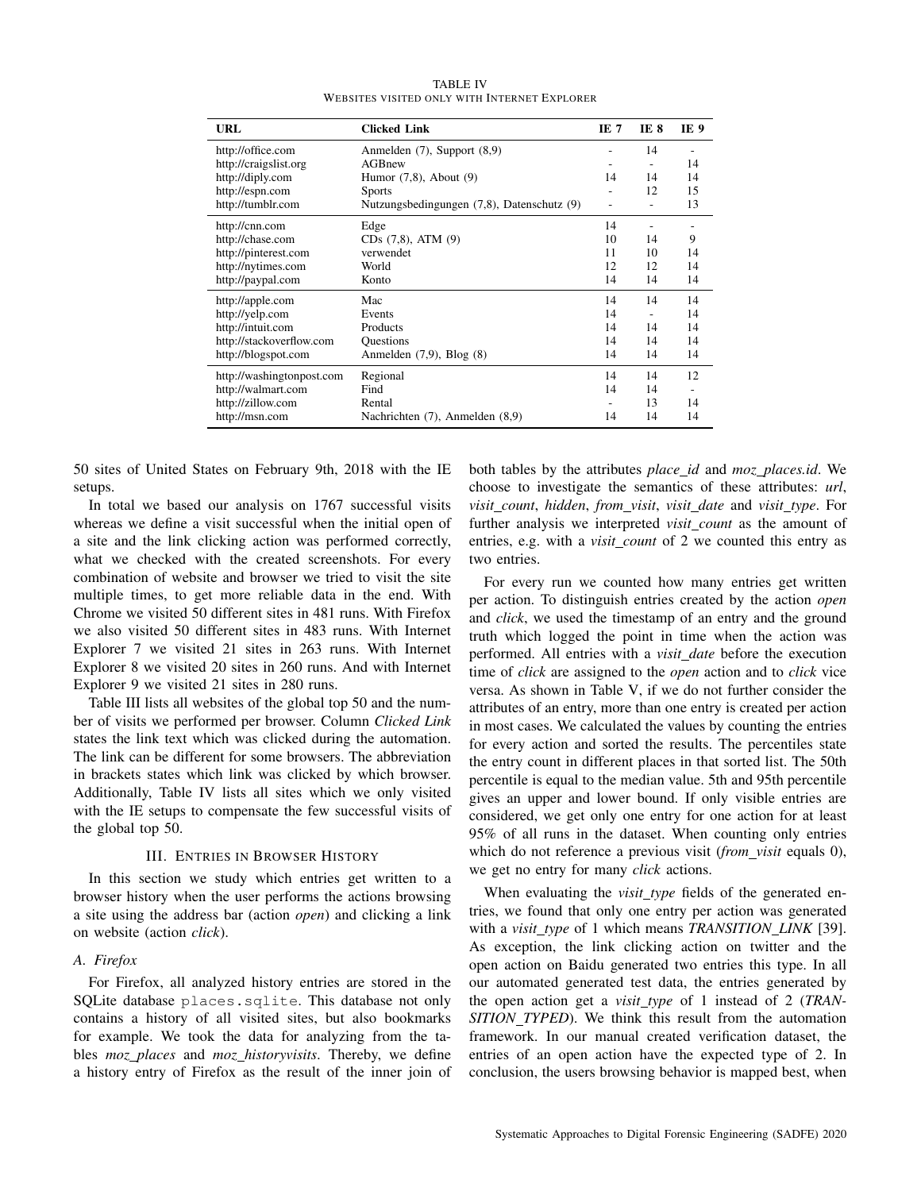TABLE IV

WEBSITES VISITED ONLY WITH INTERNET EXPLORER

| URL | Clicked Link | IE 7 | IE 8 | IE 9 |
|---|---|---|---|---|
| http://office.com | Anmelden (7), Support (8,9) | - | 14 | - |
| http://craigslist.org | AGBnew | - | - | 14 |
| http://diply.com | Humor (7,8), About (9) | 14 | 14 | 14 |
| http://espn.com | Sports | - | 12 | 15 |
| http://tumblr.com | Nutzungsbedingungen (7,8), Datenschutz (9) | - | - | 13 |
| http://cnn.com | Edge | 14 | - | - |
| http://chase.com | CDs (7,8), ATM (9) | 10 | 14 | 9 |
| http://pinterest.com | verwendet | 11 | 10 | 14 |
| http://nytimes.com | World | 12 | 12 | 14 |
| http://paypal.com | Konto | 14 | 14 | 14 |
| http://apple.com | Mac | 14 | 14 | 14 |
| http://yelp.com | Events | 14 | - | 14 |
| http://intuit.com | Products | 14 | 14 | 14 |
| http://stackoverflow.com | Questions | 14 | 14 | 14 |
| http://blogspot.com | Anmelden (7,9), Blog (8) | 14 | 14 | 14 |
| http://washingtonpost.com | Regional | 14 | 14 | 12 |
| http://walmart.com | Find | 14 | 14 | - |
| http://zillow.com | Rental | - | 13 | 14 |
| http://msn.com | Nachrichten (7), Anmelden (8,9) | 14 | 14 | 14 |

50 sites of United States on February 9th, 2018 with the IE setups.

In total we based our analysis on 1767 successful visits whereas we define a visit successful when the initial open of a site and the link clicking action was performed correctly, what we checked with the created screenshots. For every combination of website and browser we tried to visit the site multiple times, to get more reliable data in the end. With Chrome we visited 50 different sites in 481 runs. With Firefox we also visited 50 different sites in 483 runs. With Internet Explorer 7 we visited 21 sites in 263 runs. With Internet Explorer 8 we visited 20 sites in 260 runs. And with Internet Explorer 9 we visited 21 sites in 280 runs.

Table III lists all websites of the global top 50 and the number of visits we performed per browser. Column *Clicked Link* states the link text which was clicked during the automation. The link can be different for some browsers. The abbreviation in brackets states which link was clicked by which browser. Additionally, Table IV lists all sites which we only visited with the IE setups to compensate the few successful visits of the global top 50.

## III. ENTRIES IN BROWSER HISTORY

In this section we study which entries get written to a browser history when the user performs the actions browsing a site using the address bar (action *open*) and clicking a link on website (action *click*).

### A. Firefox

For Firefox, all analyzed history entries are stored in the SQLite database `places.sqlite`. This database not only contains a history of all visited sites, but also bookmarks for example. We took the data for analyzing from the tables *moz_places* and *moz_historyvisits*. Thereby, we define a history entry of Firefox as the result of the inner join of both tables by the attributes *place_id* and *moz_places.id*. We choose to investigate the semantics of these attributes: *url*, *visit_count*, *hidden*, *from_visit*, *visit_date* and *visit_type*. For further analysis we interpreted *visit_count* as the amount of entries, e.g. with a *visit_count* of 2 we counted this entry as two entries.

For every run we counted how many entries get written per action. To distinguish entries created by the action *open* and *click*, we used the timestamp of an entry and the ground truth which logged the point in time when the action was performed. All entries with a *visit_date* before the execution time of *click* are assigned to the *open* action and to *click* vice versa. As shown in Table V, if we do not further consider the attributes of an entry, more than one entry is created per action in most cases. We calculated the values by counting the entries for every action and sorted the results. The percentiles state the entry count in different places in that sorted list. The 50th percentile is equal to the median value. 5th and 95th percentile gives an upper and lower bound. If only visible entries are considered, we get only one entry for one action for at least 95% of all runs in the dataset. When counting only entries which do not reference a previous visit (*from_visit* equals 0), we get no entry for many *click* actions.

When evaluating the *visit_type* fields of the generated entries, we found that only one entry per action was generated with a *visit_type* of 1 which means *TRANSITION_LINK* [39]. As exception, the link clicking action on twitter and the open action on Baidu generated two entries this type. In all our automated generated test data, the entries generated by the open action get a *visit_type* of 1 instead of 2 (*TRANSITION_TYPED*). We think this result from the automation framework. In our manual created verification dataset, the entries of an open action have the expected type of 2. In conclusion, the users browsing behavior is mapped best, when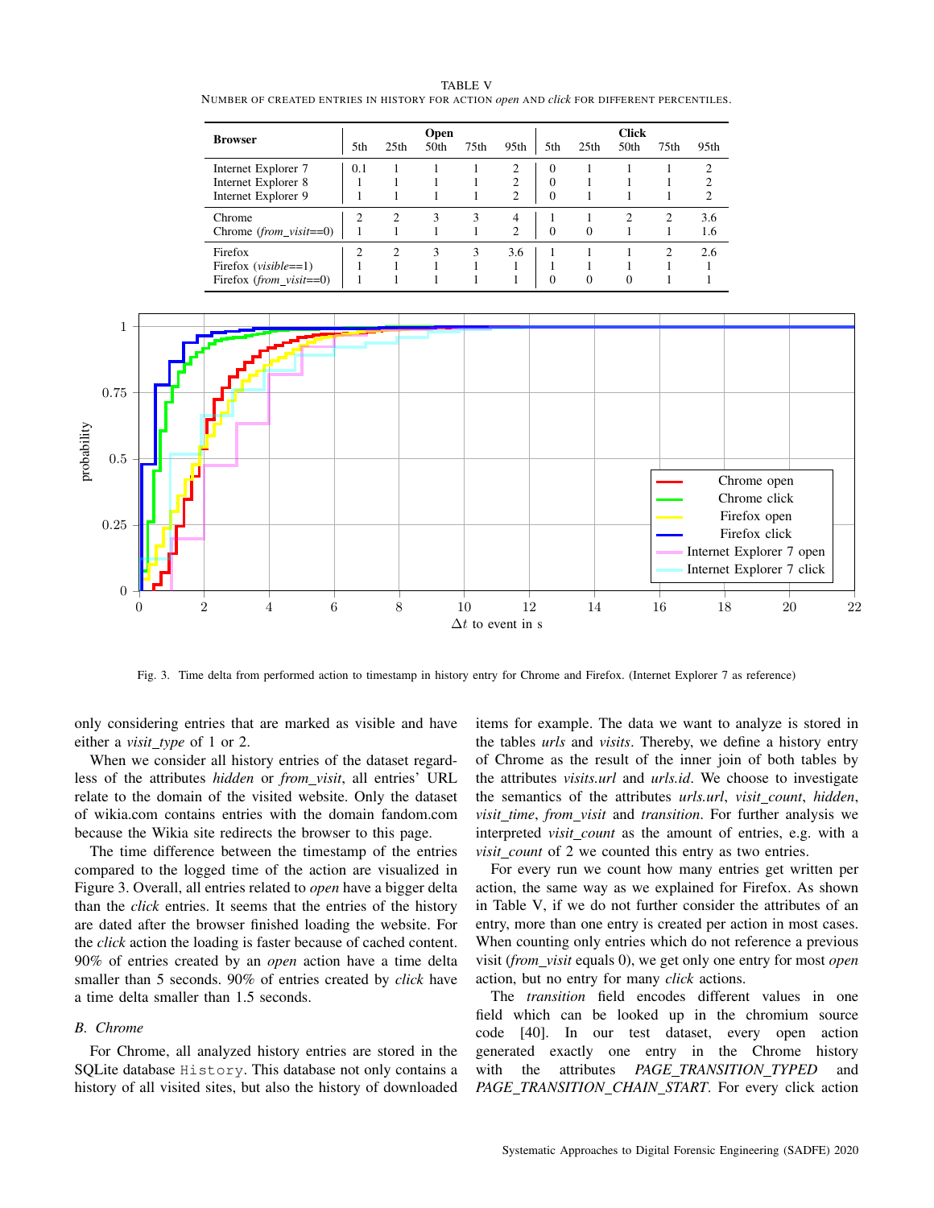TABLE V
NUMBER OF CREATED ENTRIES IN HISTORY FOR ACTION *open* AND *click* FOR DIFFERENT PERCENTILES.

| Browser | Open | | | | | Click | | | | |
|---|---|---|---|---|---|---|---|---|---|---|
| | 5th | 25th | 50th | 75th | 95th | 5th | 25th | 50th | 75th | 95th |
| Internet Explorer 7 | 0.1 | 1 | 1 | 1 | 2 | 0 | 1 | 1 | 1 | 2 |
| Internet Explorer 8 | 1 | 1 | 1 | 1 | 2 | 0 | 1 | 1 | 1 | 2 |
| Internet Explorer 9 | 1 | 1 | 1 | 1 | 2 | 0 | 1 | 1 | 1 | 2 |
| Chrome | 2 | 2 | 3 | 3 | 4 | 1 | 1 | 2 | 2 | 3.6 |
| Chrome (*from_visit*==0) | 1 | 1 | 1 | 1 | 2 | 0 | 0 | 1 | 1 | 1.6 |
| Firefox | 2 | 2 | 3 | 3 | 3.6 | 1 | 1 | 1 | 2 | 2.6 |
| Firefox (*visible*==1) | 1 | 1 | 1 | 1 | 1 | 1 | 1 | 1 | 1 | 1 |
| Firefox (*from_visit*==0) | 1 | 1 | 1 | 1 | 1 | 0 | 0 | 0 | 1 | 1 |

Fig. 3. Time delta from performed action to timestamp in history entry for Chrome and Firefox. (Internet Explorer 7 as reference)

only considering entries that are marked as visible and have either a *visit_type* of 1 or 2.

When we consider all history entries of the dataset regardless of the attributes *hidden* or *from_visit*, all entries' URL relate to the domain of the visited website. Only the dataset of wikia.com contains entries with the domain fandom.com because the Wikia site redirects the browser to this page.

The time difference between the timestamp of the entries compared to the logged time of the action are visualized in Figure 3. Overall, all entries related to *open* have a bigger delta than the *click* entries. It seems that the entries of the history are dated after the browser finished loading the website. For the *click* action the loading is faster because of cached content. 90% of entries created by an *open* action have a time delta smaller than 5 seconds. 90% of entries created by *click* have a time delta smaller than 1.5 seconds.

### B. Chrome

For Chrome, all analyzed history entries are stored in the SQLite database `History`. This database not only contains a history of all visited sites, but also the history of downloaded items for example. The data we want to analyze is stored in the tables *urls* and *visits*. Thereby, we define a history entry of Chrome as the result of the inner join of both tables by the attributes *visits.url* and *urls.id*. We choose to investigate the semantics of the attributes *urls.url*, *visit_count*, *hidden*, *visit_time*, *from_visit* and *transition*. For further analysis we interpreted *visit_count* as the amount of entries, e.g. with a *visit_count* of 2 we counted this entry as two entries.

For every run we count how many entries get written per action, the same way as we explained for Firefox. As shown in Table V, if we do not further consider the attributes of an entry, more than one entry is created per action in most cases. When counting only entries which do not reference a previous visit (*from_visit* equals 0), we get only one entry for most *open* action, but no entry for many *click* actions.

The *transition* field encodes different values in one field which can be looked up in the chromium source code [40]. In our test dataset, every open action generated exactly one entry in the Chrome history with the attributes *PAGE_TRANSITION_TYPED* and *PAGE_TRANSITION_CHAIN_START*. For every click action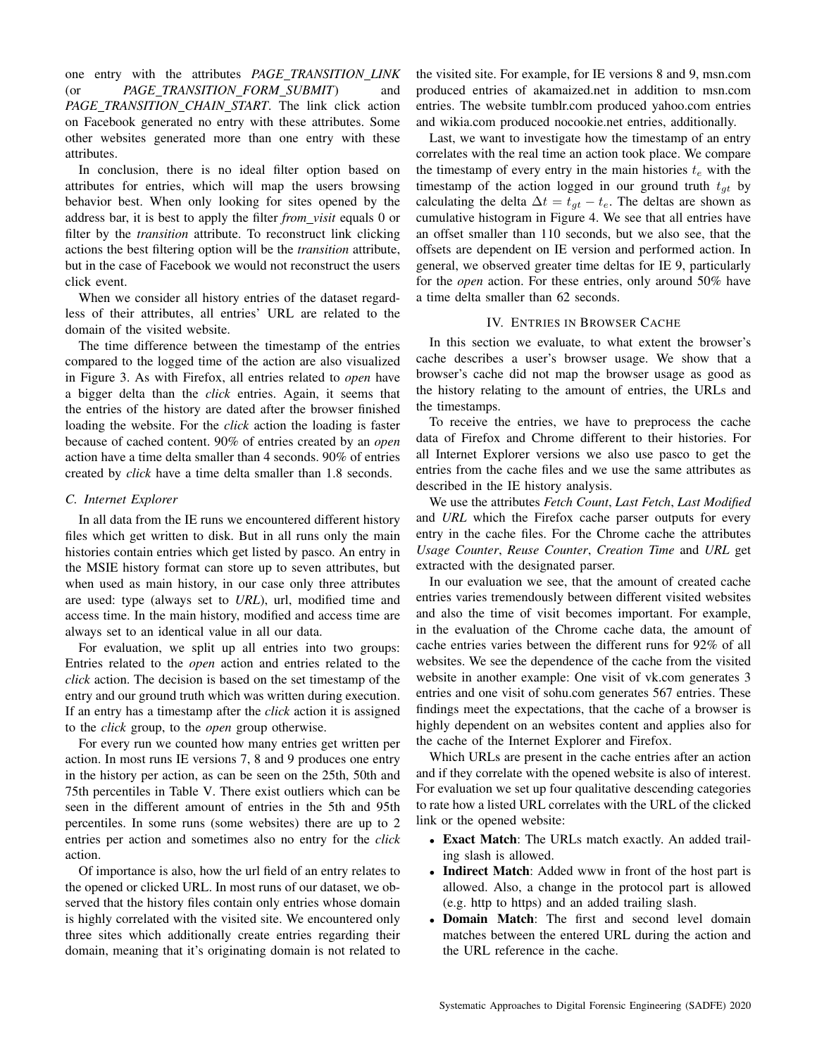one entry with the attributes *PAGE_TRANSITION_LINK* (or *PAGE_TRANSITION_FORM_SUBMIT*) and *PAGE_TRANSITION_CHAIN_START*. The link click action on Facebook generated no entry with these attributes. Some other websites generated more than one entry with these attributes.

In conclusion, there is no ideal filter option based on attributes for entries, which will map the users browsing behavior best. When only looking for sites opened by the address bar, it is best to apply the filter *from_visit* equals 0 or filter by the *transition* attribute. To reconstruct link clicking actions the best filtering option will be the *transition* attribute, but in the case of Facebook we would not reconstruct the users click event.

When we consider all history entries of the dataset regardless of their attributes, all entries' URL are related to the domain of the visited website.

The time difference between the timestamp of the entries compared to the logged time of the action are also visualized in Figure 3. As with Firefox, all entries related to *open* have a bigger delta than the *click* entries. Again, it seems that the entries of the history are dated after the browser finished loading the website. For the *click* action the loading is faster because of cached content. 90% of entries created by an *open* action have a time delta smaller than 4 seconds. 90% of entries created by *click* have a time delta smaller than 1.8 seconds.

### C. Internet Explorer

In all data from the IE runs we encountered different history files which get written to disk. But in all runs only the main histories contain entries which get listed by pasco. An entry in the MSIE history format can store up to seven attributes, but when used as main history, in our case only three attributes are used: type (always set to *URL*), url, modified time and access time. In the main history, modified and access time are always set to an identical value in all our data.

For evaluation, we split up all entries into two groups: Entries related to the *open* action and entries related to the *click* action. The decision is based on the set timestamp of the entry and our ground truth which was written during execution. If an entry has a timestamp after the *click* action it is assigned to the *click* group, to the *open* group otherwise.

For every run we counted how many entries get written per action. In most runs IE versions 7, 8 and 9 produces one entry in the history per action, as can be seen on the 25th, 50th and 75th percentiles in Table V. There exist outliers which can be seen in the different amount of entries in the 5th and 95th percentiles. In some runs (some websites) there are up to 2 entries per action and sometimes also no entry for the *click* action.

Of importance is also, how the url field of an entry relates to the opened or clicked URL. In most runs of our dataset, we observed that the history files contain only entries whose domain is highly correlated with the visited site. We encountered only three sites which additionally create entries regarding their domain, meaning that it's originating domain is not related to the visited site. For example, for IE versions 8 and 9, msn.com produced entries of akamaized.net in addition to msn.com entries. The website tumblr.com produced yahoo.com entries and wikia.com produced nocookie.net entries, additionally.

Last, we want to investigate how the timestamp of an entry correlates with the real time an action took place. We compare the timestamp of every entry in the main histories $t_e$ with the timestamp of the action logged in our ground truth $t_{gt}$ by calculating the delta $\Delta t = t_{gt} - t_e$. The deltas are shown as cumulative histogram in Figure 4. We see that all entries have an offset smaller than 110 seconds, but we also see, that the offsets are dependent on IE version and performed action. In general, we observed greater time deltas for IE 9, particularly for the *open* action. For these entries, only around 50% have a time delta smaller than 62 seconds.

## IV. Entries in Browser Cache

In this section we evaluate, to what extent the browser's cache describes a user's browser usage. We show that a browser's cache did not map the browser usage as good as the history relating to the amount of entries, the URLs and the timestamps.

To receive the entries, we have to preprocess the cache data of Firefox and Chrome different to their histories. For all Internet Explorer versions we also use pasco to get the entries from the cache files and we use the same attributes as described in the IE history analysis.

We use the attributes *Fetch Count*, *Last Fetch*, *Last Modified* and *URL* which the Firefox cache parser outputs for every entry in the cache files. For the Chrome cache the attributes *Usage Counter*, *Reuse Counter*, *Creation Time* and *URL* get extracted with the designated parser.

In our evaluation we see, that the amount of created cache entries varies tremendously between different visited websites and also the time of visit becomes important. For example, in the evaluation of the Chrome cache data, the amount of cache entries varies between the different runs for 92% of all websites. We see the dependence of the cache from the visited website in another example: One visit of vk.com generates 3 entries and one visit of sohu.com generates 567 entries. These findings meet the expectations, that the cache of a browser is highly dependent on an websites content and applies also for the cache of the Internet Explorer and Firefox.

Which URLs are present in the cache entries after an action and if they correlate with the opened website is also of interest. For evaluation we set up four qualitative descending categories to rate how a listed URL correlates with the URL of the clicked link or the opened website:

- **Exact Match**: The URLs match exactly. An added trailing slash is allowed.
- **Indirect Match**: Added www in front of the host part is allowed. Also, a change in the protocol part is allowed (e.g. http to https) and an added trailing slash.
- **Domain Match**: The first and second level domain matches between the entered URL during the action and the URL reference in the cache.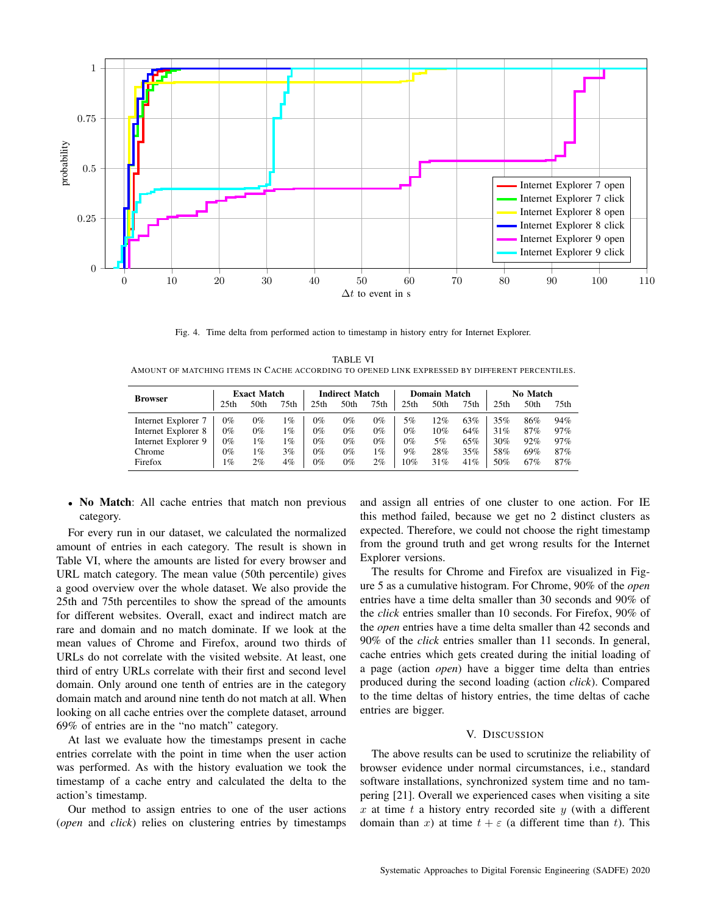Fig. 4. Time delta from performed action to timestamp in history entry for Internet Explorer.

TABLE VI
AMOUNT OF MATCHING ITEMS IN CACHE ACCORDING TO OPENED LINK EXPRESSED BY DIFFERENT PERCENTILES.

| Browser | Exact Match | | | Indirect Match | | | Domain Match | | | No Match | | |
|---|---|---|---|---|---|---|---|---|---|---|---|---|
| | 25th | 50th | 75th | 25th | 50th | 75th | 25th | 50th | 75th | 25th | 50th | 75th |
| Internet Explorer 7 | 0% | 0% | 1% | 0% | 0% | 0% | 5% | 12% | 63% | 35% | 86% | 94% |
| Internet Explorer 8 | 0% | 0% | 1% | 0% | 0% | 0% | 0% | 10% | 64% | 31% | 87% | 97% |
| Internet Explorer 9 | 0% | 1% | 1% | 0% | 0% | 0% | 0% | 5% | 65% | 30% | 92% | 97% |
| Chrome | 0% | 1% | 3% | 0% | 0% | 1% | 9% | 28% | 35% | 58% | 69% | 87% |
| Firefox | 1% | 2% | 4% | 0% | 0% | 2% | 10% | 31% | 41% | 50% | 67% | 87% |

- **No Match**: All cache entries that match non previous category.

For every run in our dataset, we calculated the normalized amount of entries in each category. The result is shown in Table VI, where the amounts are listed for every browser and URL match category. The mean value (50th percentile) gives a good overview over the whole dataset. We also provide the 25th and 75th percentiles to show the spread of the amounts for different websites. Overall, exact and indirect match are rare and domain and no match dominate. If we look at the mean values of Chrome and Firefox, around two thirds of URLs do not correlate with the visited website. At least, one third of entry URLs correlate with their first and second level domain. Only around one tenth of entries are in the category domain match and around nine tenth do not match at all. When looking on all cache entries over the complete dataset, arround 69% of entries are in the "no match" category.

At last we evaluate how the timestamps present in cache entries correlate with the point in time when the user action was performed. As with the history evaluation we took the timestamp of a cache entry and calculated the delta to the action's timestamp.

Our method to assign entries to one of the user actions (*open* and *click*) relies on clustering entries by timestamps and assign all entries of one cluster to one action. For IE this method failed, because we get no 2 distinct clusters as expected. Therefore, we could not choose the right timestamp from the ground truth and get wrong results for the Internet Explorer versions.

The results for Chrome and Firefox are visualized in Figure 5 as a cumulative histogram. For Chrome, 90% of the *open* entries have a time delta smaller than 30 seconds and 90% of the *click* entries smaller than 10 seconds. For Firefox, 90% of the *open* entries have a time delta smaller than 42 seconds and 90% of the *click* entries smaller than 11 seconds. In general, cache entries which gets created during the initial loading of a page (action *open*) have a bigger time delta than entries produced during the second loading (action *click*). Compared to the time deltas of history entries, the time deltas of cache entries are bigger.

## V. DISCUSSION

The above results can be used to scrutinize the reliability of browser evidence under normal circumstances, i.e., standard software installations, synchronized system time and no tampering [21]. Overall we experienced cases when visiting a site $x$ at time $t$ a history entry recorded site $y$ (with a different domain than $x$) at time $t + \varepsilon$ (a different time than $t$). This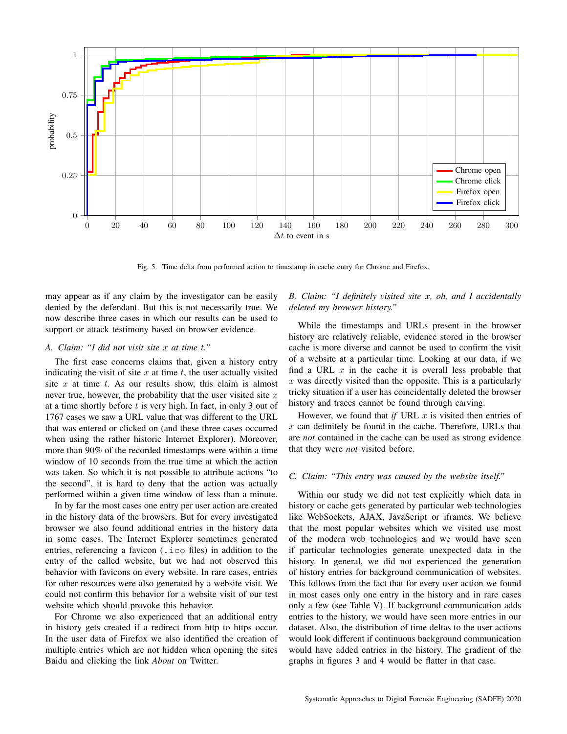Fig. 5. Time delta from performed action to timestamp in cache entry for Chrome and Firefox.

may appear as if any claim by the investigator can be easily denied by the defendant. But this is not necessarily true. We now describe three cases in which our results can be used to support or attack testimony based on browser evidence.

### A. Claim: "I did not visit site $x$ at time $t$."

The first case concerns claims that, given a history entry indicating the visit of site $x$ at time $t$, the user actually visited site $x$ at time $t$. As our results show, this claim is almost never true, however, the probability that the user visited site $x$ at a time shortly before $t$ is very high. In fact, in only 3 out of 1767 cases we saw a URL value that was different to the URL that was entered or clicked on (and these three cases occurred when using the rather historic Internet Explorer). Moreover, more than 90% of the recorded timestamps were within a time window of 10 seconds from the true time at which the action was taken. So which it is not possible to attribute actions "to the second", it is hard to deny that the action was actually performed within a given time window of less than a minute.

In by far the most cases one entry per user action are created in the history data of the browsers. But for every investigated browser we also found additional entries in the history data in some cases. The Internet Explorer sometimes generated entries, referencing a favicon (.ico files) in addition to the entry of the called website, but we had not observed this behavior with favicons on every website. In rare cases, entries for other resources were also generated by a website visit. We could not confirm this behavior for a website visit of our test website which should provoke this behavior.

For Chrome we also experienced that an additional entry in history gets created if a redirect from http to https occur. In the user data of Firefox we also identified the creation of multiple entries which are not hidden when opening the sites Baidu and clicking the link *About* on Twitter.

### B. Claim: "I definitely visited site $x$, oh, and I accidentally deleted my browser history."

While the timestamps and URLs present in the browser history are relatively reliable, evidence stored in the browser cache is more diverse and cannot be used to confirm the visit of a website at a particular time. Looking at our data, if we find a URL $x$ in the cache it is overall less probable that $x$ was directly visited than the opposite. This is a particularly tricky situation if a user has coincidentally deleted the browser history and traces cannot be found through carving.

However, we found that *if* URL $x$ is visited then entries of $x$ can definitely be found in the cache. Therefore, URLs that are *not* contained in the cache can be used as strong evidence that they were *not* visited before.

### C. Claim: "This entry was caused by the website itself."

Within our study we did not test explicitly which data in history or cache gets generated by particular web technologies like WebSockets, AJAX, JavaScript or iframes. We believe that the most popular websites which we visited use most of the modern web technologies and we would have seen if particular technologies generate unexpected data in the history. In general, we did not experienced the generation of history entries for background communication of websites. This follows from the fact that for every user action we found in most cases only one entry in the history and in rare cases only a few (see Table V). If background communication adds entries to the history, we would have seen more entries in our dataset. Also, the distribution of time deltas to the user actions would look different if continuous background communication would have added entries in the history. The gradient of the graphs in figures 3 and 4 would be flatter in that case.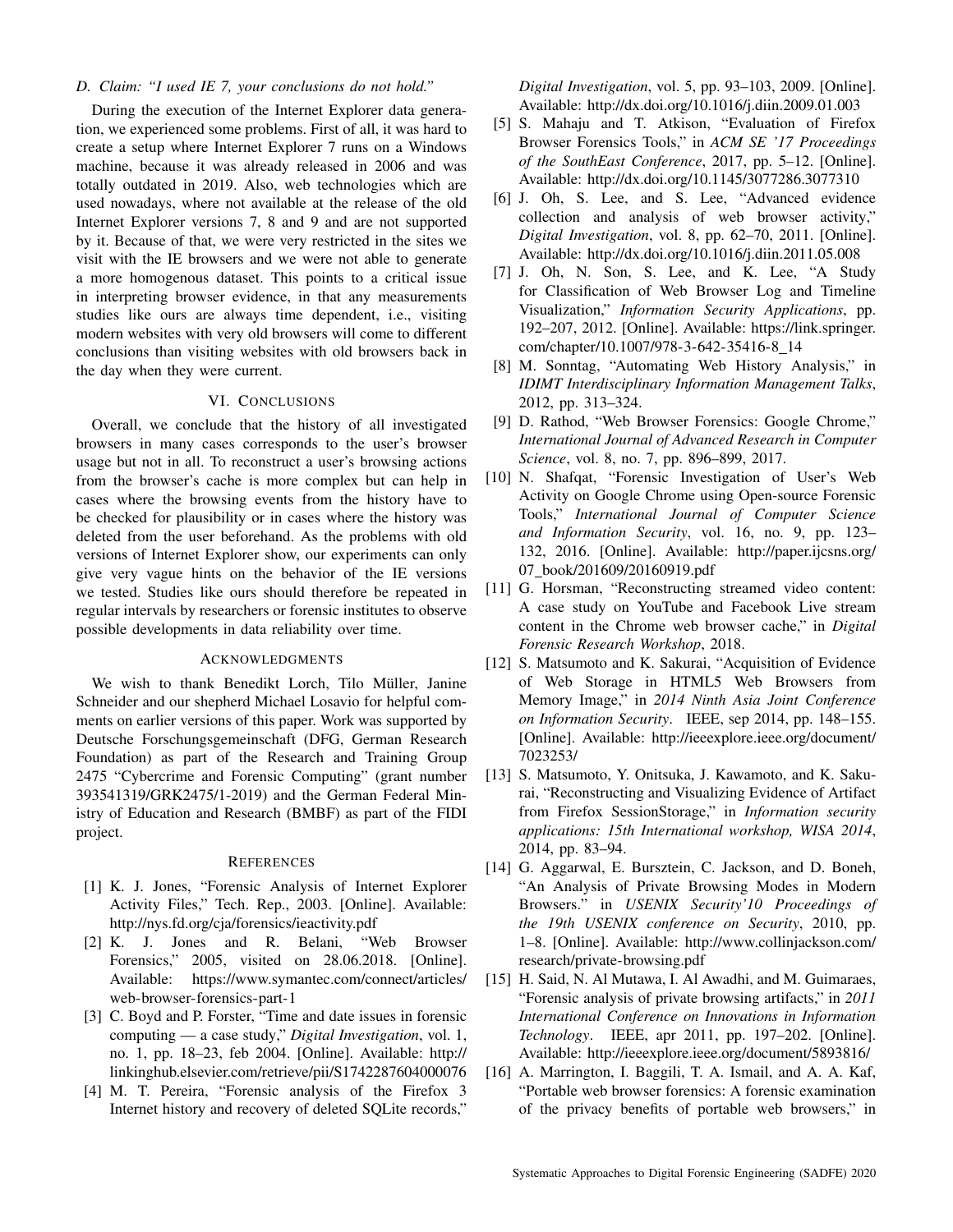### D. Claim: "I used IE 7, your conclusions do not hold."

During the execution of the Internet Explorer data generation, we experienced some problems. First of all, it was hard to create a setup where Internet Explorer 7 runs on a Windows machine, because it was already released in 2006 and was totally outdated in 2019. Also, web technologies which are used nowadays, where not available at the release of the old Internet Explorer versions 7, 8 and 9 and are not supported by it. Because of that, we were very restricted in the sites we visit with the IE browsers and we were not able to generate a more homogenous dataset. This points to a critical issue in interpreting browser evidence, in that any measurements studies like ours are always time dependent, i.e., visiting modern websites with very old browsers will come to different conclusions than visiting websites with old browsers back in the day when they were current.

## VI. Conclusions

Overall, we conclude that the history of all investigated browsers in many cases corresponds to the user's browser usage but not in all. To reconstruct a user's browsing actions from the browser's cache is more complex but can help in cases where the browsing events from the history have to be checked for plausibility or in cases where the history was deleted from the user beforehand. As the problems with old versions of Internet Explorer show, our experiments can only give very vague hints on the behavior of the IE versions we tested. Studies like ours should therefore be repeated in regular intervals by researchers or forensic institutes to observe possible developments in data reliability over time.

## Acknowledgments

We wish to thank Benedikt Lorch, Tilo Müller, Janine Schneider and our shepherd Michael Losavio for helpful comments on earlier versions of this paper. Work was supported by Deutsche Forschungsgemeinschaft (DFG, German Research Foundation) as part of the Research and Training Group 2475 "Cybercrime and Forensic Computing" (grant number 393541319/GRK2475/1-2019) and the German Federal Ministry of Education and Research (BMBF) as part of the FIDI project.

## References

[1] K. J. Jones, "Forensic Analysis of Internet Explorer Activity Files," Tech. Rep., 2003. [Online]. Available: http://nys.fd.org/cja/forensics/ieactivity.pdf

[2] K. J. Jones and R. Belani, "Web Browser Forensics," 2005, visited on 28.06.2018. [Online]. Available: https://www.symantec.com/connect/articles/web-browser-forensics-part-1

[3] C. Boyd and P. Forster, "Time and date issues in forensic computing — a case study," *Digital Investigation*, vol. 1, no. 1, pp. 18–23, feb 2004. [Online]. Available: http://linkinghub.elsevier.com/retrieve/pii/S1742287604000076

[4] M. T. Pereira, "Forensic analysis of the Firefox 3 Internet history and recovery of deleted SQLite records," *Digital Investigation*, vol. 5, pp. 93–103, 2009. [Online]. Available: http://dx.doi.org/10.1016/j.diin.2009.01.003

[5] S. Mahaju and T. Atkison, "Evaluation of Firefox Browser Forensics Tools," in *ACM SE '17 Proceedings of the SouthEast Conference*, 2017, pp. 5–12. [Online]. Available: http://dx.doi.org/10.1145/3077286.3077310

[6] J. Oh, S. Lee, and S. Lee, "Advanced evidence collection and analysis of web browser activity," *Digital Investigation*, vol. 8, pp. 62–70, 2011. [Online]. Available: http://dx.doi.org/10.1016/j.diin.2011.05.008

[7] J. Oh, N. Son, S. Lee, and K. Lee, "A Study for Classification of Web Browser Log and Timeline Visualization," *Information Security Applications*, pp. 192–207, 2012. [Online]. Available: https://link.springer.com/chapter/10.1007/978-3-642-35416-8_14

[8] M. Sonntag, "Automating Web History Analysis," in *IDIMT Interdisciplinary Information Management Talks*, 2012, pp. 313–324.

[9] D. Rathod, "Web Browser Forensics: Google Chrome," *International Journal of Advanced Research in Computer Science*, vol. 8, no. 7, pp. 896–899, 2017.

[10] N. Shafqat, "Forensic Investigation of User's Web Activity on Google Chrome using Open-source Forensic Tools," *International Journal of Computer Science and Information Security*, vol. 16, no. 9, pp. 123–132, 2016. [Online]. Available: http://paper.ijcsns.org/07_book/201609/20160919.pdf

[11] G. Horsman, "Reconstructing streamed video content: A case study on YouTube and Facebook Live stream content in the Chrome web browser cache," in *Digital Forensic Research Workshop*, 2018.

[12] S. Matsumoto and K. Sakurai, "Acquisition of Evidence of Web Storage in HTML5 Web Browsers from Memory Image," in *2014 Ninth Asia Joint Conference on Information Security*. IEEE, sep 2014, pp. 148–155. [Online]. Available: http://ieeexplore.ieee.org/document/7023253/

[13] S. Matsumoto, Y. Onitsuka, J. Kawamoto, and K. Sakurai, "Reconstructing and Visualizing Evidence of Artifact from Firefox SessionStorage," in *Information security applications: 15th International workshop, WISA 2014*, 2014, pp. 83–94.

[14] G. Aggarwal, E. Bursztein, C. Jackson, and D. Boneh, "An Analysis of Private Browsing Modes in Modern Browsers." in *USENIX Security'10 Proceedings of the 19th USENIX conference on Security*, 2010, pp. 1–8. [Online]. Available: http://www.collinjackson.com/research/private-browsing.pdf

[15] H. Said, N. Al Mutawa, I. Al Awadhi, and M. Guimaraes, "Forensic analysis of private browsing artifacts," in *2011 International Conference on Innovations in Information Technology*. IEEE, apr 2011, pp. 197–202. [Online]. Available: http://ieeexplore.ieee.org/document/5893816/

[16] A. Marrington, I. Baggili, T. A. Ismail, and A. A. Kaf, "Portable web browser forensics: A forensic examination of the privacy benefits of portable web browsers," in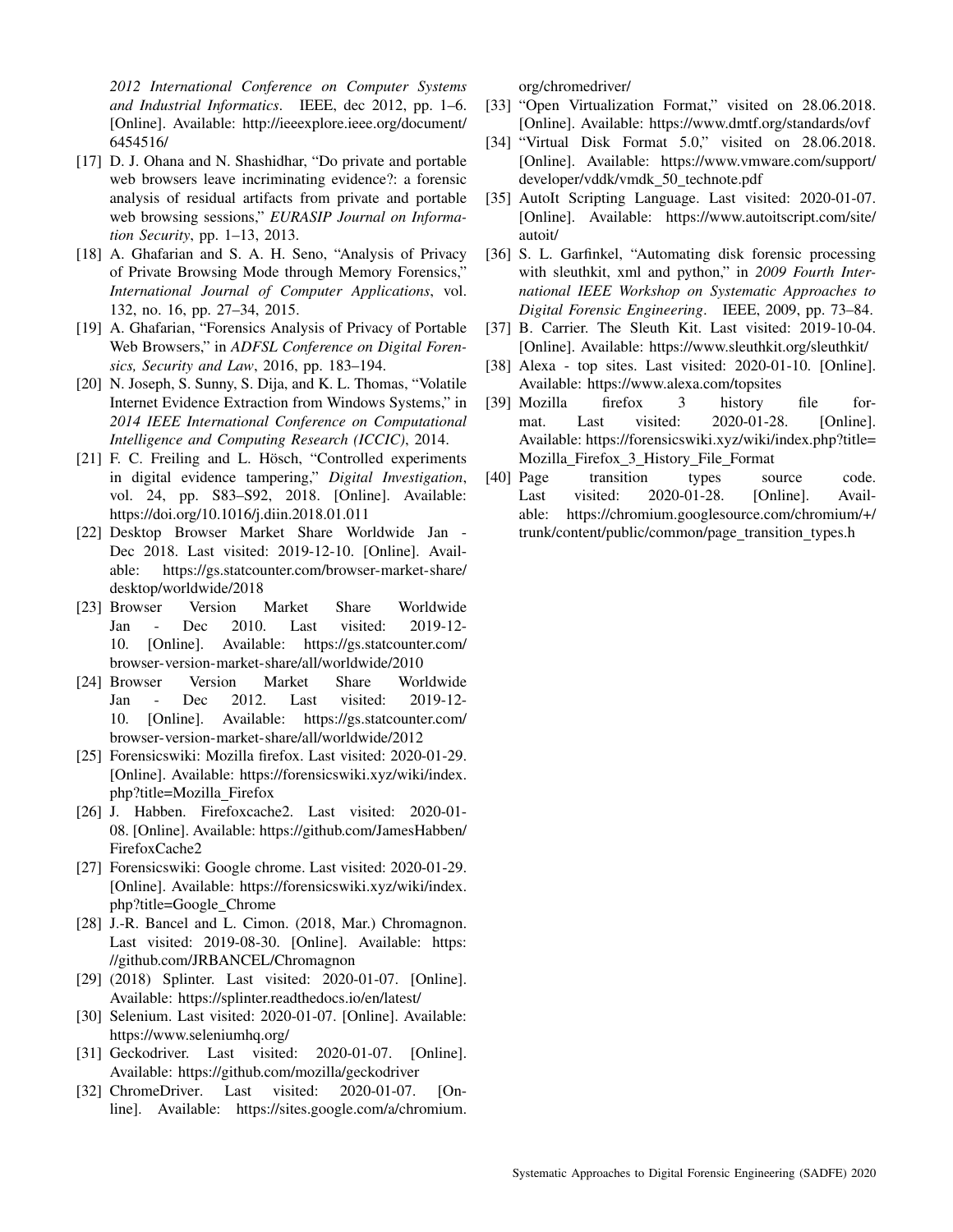*2012 International Conference on Computer Systems and Industrial Informatics*. IEEE, dec 2012, pp. 1–6. [Online]. Available: http://ieeexplore.ieee.org/document/6454516/

[17] D. J. Ohana and N. Shashidhar, "Do private and portable web browsers leave incriminating evidence?: a forensic analysis of residual artifacts from private and portable web browsing sessions," *EURASIP Journal on Information Security*, pp. 1–13, 2013.

[18] A. Ghafarian and S. A. H. Seno, "Analysis of Privacy of Private Browsing Mode through Memory Forensics," *International Journal of Computer Applications*, vol. 132, no. 16, pp. 27–34, 2015.

[19] A. Ghafarian, "Forensics Analysis of Privacy of Portable Web Browsers," in *ADFSL Conference on Digital Forensics, Security and Law*, 2016, pp. 183–194.

[20] N. Joseph, S. Sunny, S. Dija, and K. L. Thomas, "Volatile Internet Evidence Extraction from Windows Systems," in *2014 IEEE International Conference on Computational Intelligence and Computing Research (ICCIC)*, 2014.

[21] F. C. Freiling and L. Hösch, "Controlled experiments in digital evidence tampering," *Digital Investigation*, vol. 24, pp. S83–S92, 2018. [Online]. Available: https://doi.org/10.1016/j.diin.2018.01.011

[22] Desktop Browser Market Share Worldwide Jan - Dec 2018. Last visited: 2019-12-10. [Online]. Available: https://gs.statcounter.com/browser-market-share/desktop/worldwide/2018

[23] Browser Version Market Share Worldwide Jan - Dec 2010. Last visited: 2019-12-10. [Online]. Available: https://gs.statcounter.com/browser-version-market-share/all/worldwide/2010

[24] Browser Version Market Share Worldwide Jan - Dec 2012. Last visited: 2019-12-10. [Online]. Available: https://gs.statcounter.com/browser-version-market-share/all/worldwide/2012

[25] Forensicswiki: Mozilla firefox. Last visited: 2020-01-29. [Online]. Available: https://forensicswiki.xyz/wiki/index.php?title=Mozilla_Firefox

[26] J. Habben. Firefoxcache2. Last visited: 2020-01-08. [Online]. Available: https://github.com/JamesHabben/FirefoxCache2

[27] Forensicswiki: Google chrome. Last visited: 2020-01-29. [Online]. Available: https://forensicswiki.xyz/wiki/index.php?title=Google_Chrome

[28] J.-R. Bancel and L. Cimon. (2018, Mar.) Chromagnon. Last visited: 2019-08-30. [Online]. Available: https://github.com/JRBANCEL/Chromagnon

[29] (2018) Splinter. Last visited: 2020-01-07. [Online]. Available: https://splinter.readthedocs.io/en/latest/

[30] Selenium. Last visited: 2020-01-07. [Online]. Available: https://www.seleniumhq.org/

[31] Geckodriver. Last visited: 2020-01-07. [Online]. Available: https://github.com/mozilla/geckodriver

[32] ChromeDriver. Last visited: 2020-01-07. [Online]. Available: https://sites.google.com/a/chromium.org/chromedriver/

[33] "Open Virtualization Format," visited on 28.06.2018. [Online]. Available: https://www.dmtf.org/standards/ovf

[34] "Virtual Disk Format 5.0," visited on 28.06.2018. [Online]. Available: https://www.vmware.com/support/developer/vddk/vmdk_50_technote.pdf

[35] AutoIt Scripting Language. Last visited: 2020-01-07. [Online]. Available: https://www.autoitscript.com/site/autoit/

[36] S. L. Garfinkel, "Automating disk forensic processing with sleuthkit, xml and python," in *2009 Fourth International IEEE Workshop on Systematic Approaches to Digital Forensic Engineering*. IEEE, 2009, pp. 73–84.

[37] B. Carrier. The Sleuth Kit. Last visited: 2019-10-04. [Online]. Available: https://www.sleuthkit.org/sleuthkit/

[38] Alexa - top sites. Last visited: 2020-01-10. [Online]. Available: https://www.alexa.com/topsites

[39] Mozilla firefox 3 history file format. Last visited: 2020-01-28. [Online]. Available: https://forensicswiki.xyz/wiki/index.php?title=Mozilla_Firefox_3_History_File_Format

[40] Page transition types source code. Last visited: 2020-01-28. [Online]. Available: https://chromium.googlesource.com/chromium/+/trunk/content/public/common/page_transition_types.h